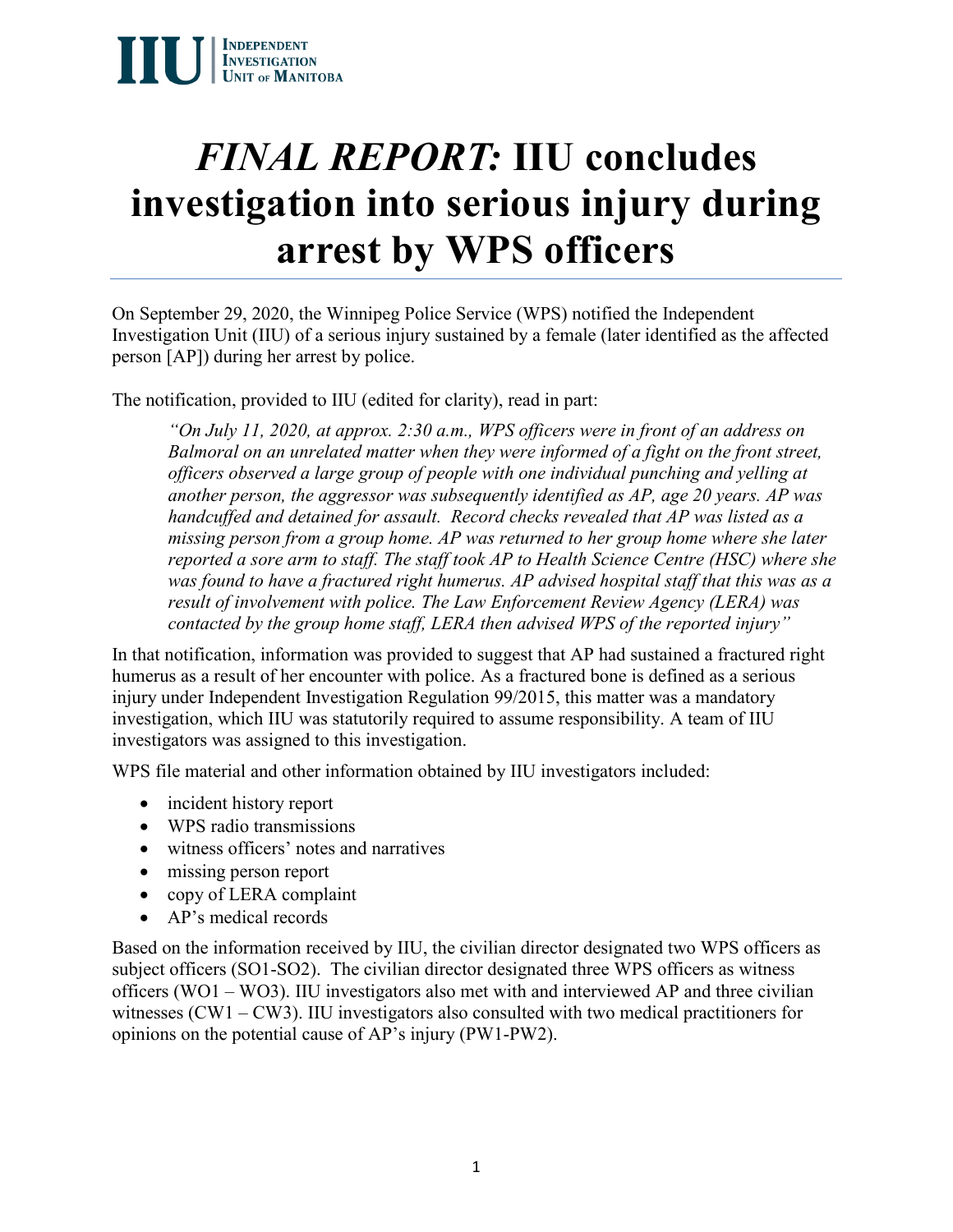IIU | Independent Investigation Unit of Manitoba

# *FINAL REPORT:* IIU concludes investigation into serious injury during arrest by WPS officers

On September 29, 2020, the Winnipeg Police Service (WPS) notified the Independent Investigation Unit (IIU) of a serious injury sustained by a female (later identified as the affected person [AP]) during her arrest by police.

The notification, provided to IIU (edited for clarity), read in part:

> *"On July 11, 2020, at approx. 2:30 a.m., WPS officers were in front of an address on Balmoral on an unrelated matter when they were informed of a fight on the front street, officers observed a large group of people with one individual punching and yelling at another person, the aggressor was subsequently identified as AP, age 20 years. AP was handcuffed and detained for assault. Record checks revealed that AP was listed as a missing person from a group home. AP was returned to her group home where she later reported a sore arm to staff. The staff took AP to Health Science Centre (HSC) where she was found to have a fractured right humerus. AP advised hospital staff that this was as a result of involvement with police. The Law Enforcement Review Agency (LERA) was contacted by the group home staff, LERA then advised WPS of the reported injury"*

In that notification, information was provided to suggest that AP had sustained a fractured right humerus as a result of her encounter with police. As a fractured bone is defined as a serious injury under Independent Investigation Regulation 99/2015, this matter was a mandatory investigation, which IIU was statutorily required to assume responsibility. A team of IIU investigators was assigned to this investigation.

WPS file material and other information obtained by IIU investigators included:

- incident history report
- WPS radio transmissions
- witness officers' notes and narratives
- missing person report
- copy of LERA complaint
- AP's medical records

Based on the information received by IIU, the civilian director designated two WPS officers as subject officers (SO1-SO2). The civilian director designated three WPS officers as witness officers (WO1 – WO3). IIU investigators also met with and interviewed AP and three civilian witnesses (CW1 – CW3). IIU investigators also consulted with two medical practitioners for opinions on the potential cause of AP's injury (PW1-PW2).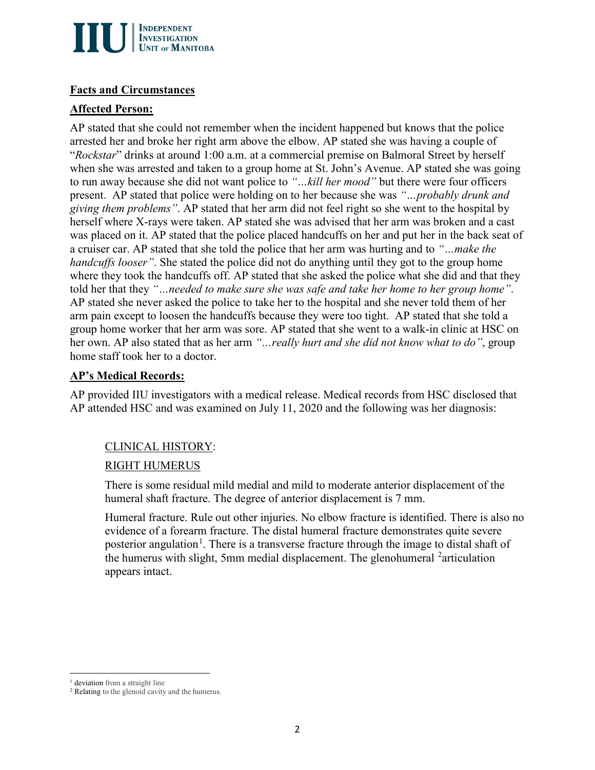## Facts and Circumstances

### Affected Person:

AP stated that she could not remember when the incident happened but knows that the police arrested her and broke her right arm above the elbow. AP stated she was having a couple of "*Rockstar*" drinks at around 1:00 a.m. at a commercial premise on Balmoral Street by herself when she was arrested and taken to a group home at St. John's Avenue. AP stated she was going to run away because she did not want police to *"…kill her mood"* but there were four officers present. AP stated that police were holding on to her because she was *"…probably drunk and giving them problems"*. AP stated that her arm did not feel right so she went to the hospital by herself where X-rays were taken. AP stated she was advised that her arm was broken and a cast was placed on it. AP stated that the police placed handcuffs on her and put her in the back seat of a cruiser car. AP stated that she told the police that her arm was hurting and to *"…make the handcuffs looser"*. She stated the police did not do anything until they got to the group home where they took the handcuffs off. AP stated that she asked the police what she did and that they told her that they *"…needed to make sure she was safe and take her home to her group home"*. AP stated she never asked the police to take her to the hospital and she never told them of her arm pain except to loosen the handcuffs because they were too tight. AP stated that she told a group home worker that her arm was sore. AP stated that she went to a walk-in clinic at HSC on her own. AP also stated that as her arm *"…really hurt and she did not know what to do"*, group home staff took her to a doctor.

### AP's Medical Records:

AP provided IIU investigators with a medical release. Medical records from HSC disclosed that AP attended HSC and was examined on July 11, 2020 and the following was her diagnosis:

> CLINICAL HISTORY:
>
> RIGHT HUMERUS
>
> There is some residual mild medial and mild to moderate anterior displacement of the humeral shaft fracture. The degree of anterior displacement is 7 mm.
>
> Humeral fracture. Rule out other injuries. No elbow fracture is identified. There is also no evidence of a forearm fracture. The distal humeral fracture demonstrates quite severe posterior angulation[1]. There is a transverse fracture through the image to distal shaft of the humerus with slight, 5mm medial displacement. The glenohumeral [2]articulation appears intact.

---

[1] deviation from a straight line

[2] Relating to the glenoid cavity and the humerus.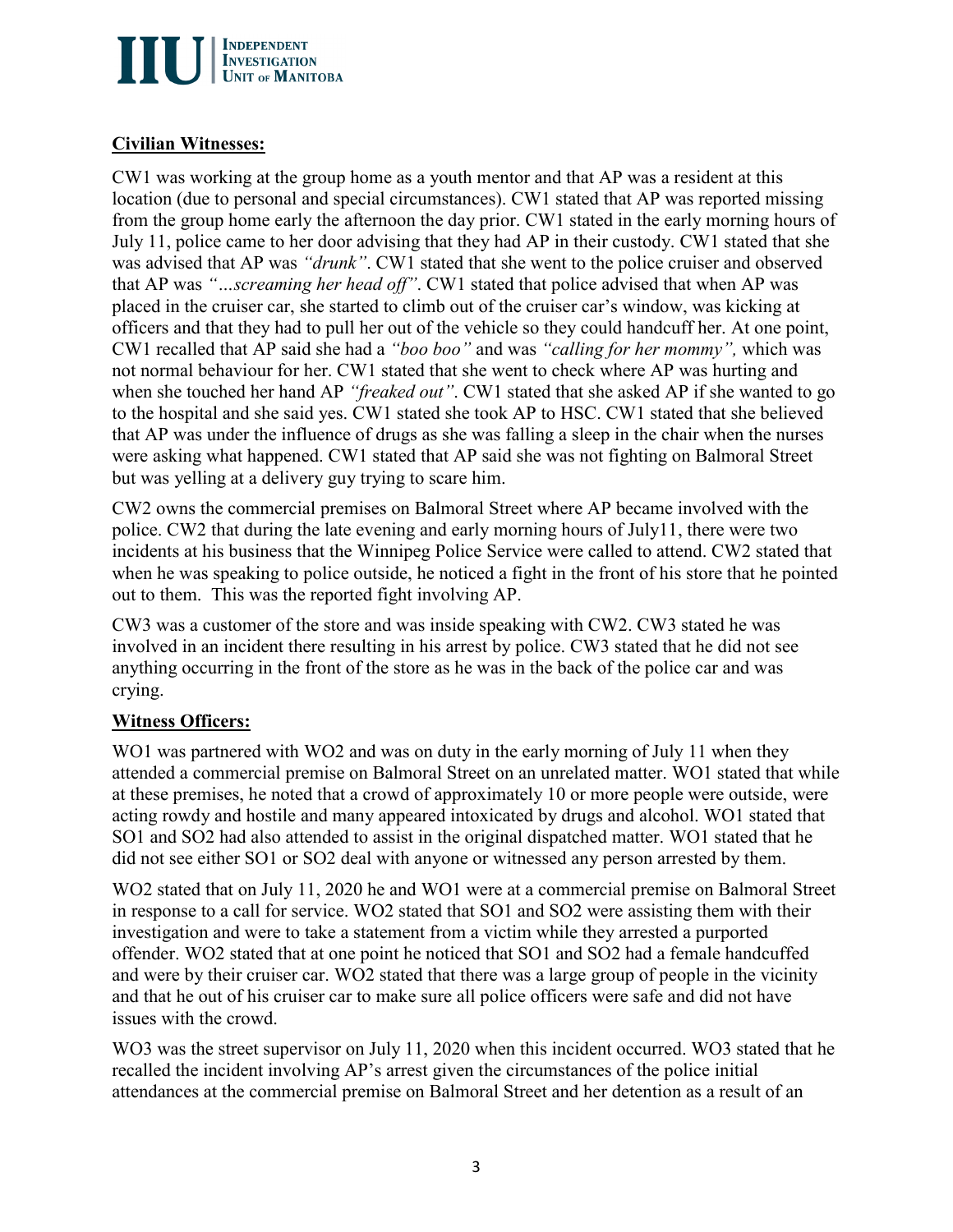**Civilian Witnesses:**

CW1 was working at the group home as a youth mentor and that AP was a resident at this location (due to personal and special circumstances). CW1 stated that AP was reported missing from the group home early the afternoon the day prior. CW1 stated in the early morning hours of July 11, police came to her door advising that they had AP in their custody. CW1 stated that she was advised that AP was *"drunk"*. CW1 stated that she went to the police cruiser and observed that AP was *"…screaming her head off"*. CW1 stated that police advised that when AP was placed in the cruiser car, she started to climb out of the cruiser car's window, was kicking at officers and that they had to pull her out of the vehicle so they could handcuff her. At one point, CW1 recalled that AP said she had a *"boo boo"* and was *"calling for her mommy",* which was not normal behaviour for her. CW1 stated that she went to check where AP was hurting and when she touched her hand AP *"freaked out"*. CW1 stated that she asked AP if she wanted to go to the hospital and she said yes. CW1 stated she took AP to HSC. CW1 stated that she believed that AP was under the influence of drugs as she was falling a sleep in the chair when the nurses were asking what happened. CW1 stated that AP said she was not fighting on Balmoral Street but was yelling at a delivery guy trying to scare him.

CW2 owns the commercial premises on Balmoral Street where AP became involved with the police. CW2 that during the late evening and early morning hours of July11, there were two incidents at his business that the Winnipeg Police Service were called to attend. CW2 stated that when he was speaking to police outside, he noticed a fight in the front of his store that he pointed out to them. This was the reported fight involving AP.

CW3 was a customer of the store and was inside speaking with CW2. CW3 stated he was involved in an incident there resulting in his arrest by police. CW3 stated that he did not see anything occurring in the front of the store as he was in the back of the police car and was crying.

**Witness Officers:**

WO1 was partnered with WO2 and was on duty in the early morning of July 11 when they attended a commercial premise on Balmoral Street on an unrelated matter. WO1 stated that while at these premises, he noted that a crowd of approximately 10 or more people were outside, were acting rowdy and hostile and many appeared intoxicated by drugs and alcohol. WO1 stated that SO1 and SO2 had also attended to assist in the original dispatched matter. WO1 stated that he did not see either SO1 or SO2 deal with anyone or witnessed any person arrested by them.

WO2 stated that on July 11, 2020 he and WO1 were at a commercial premise on Balmoral Street in response to a call for service. WO2 stated that SO1 and SO2 were assisting them with their investigation and were to take a statement from a victim while they arrested a purported offender. WO2 stated that at one point he noticed that SO1 and SO2 had a female handcuffed and were by their cruiser car. WO2 stated that there was a large group of people in the vicinity and that he out of his cruiser car to make sure all police officers were safe and did not have issues with the crowd.

WO3 was the street supervisor on July 11, 2020 when this incident occurred. WO3 stated that he recalled the incident involving AP's arrest given the circumstances of the police initial attendances at the commercial premise on Balmoral Street and her detention as a result of an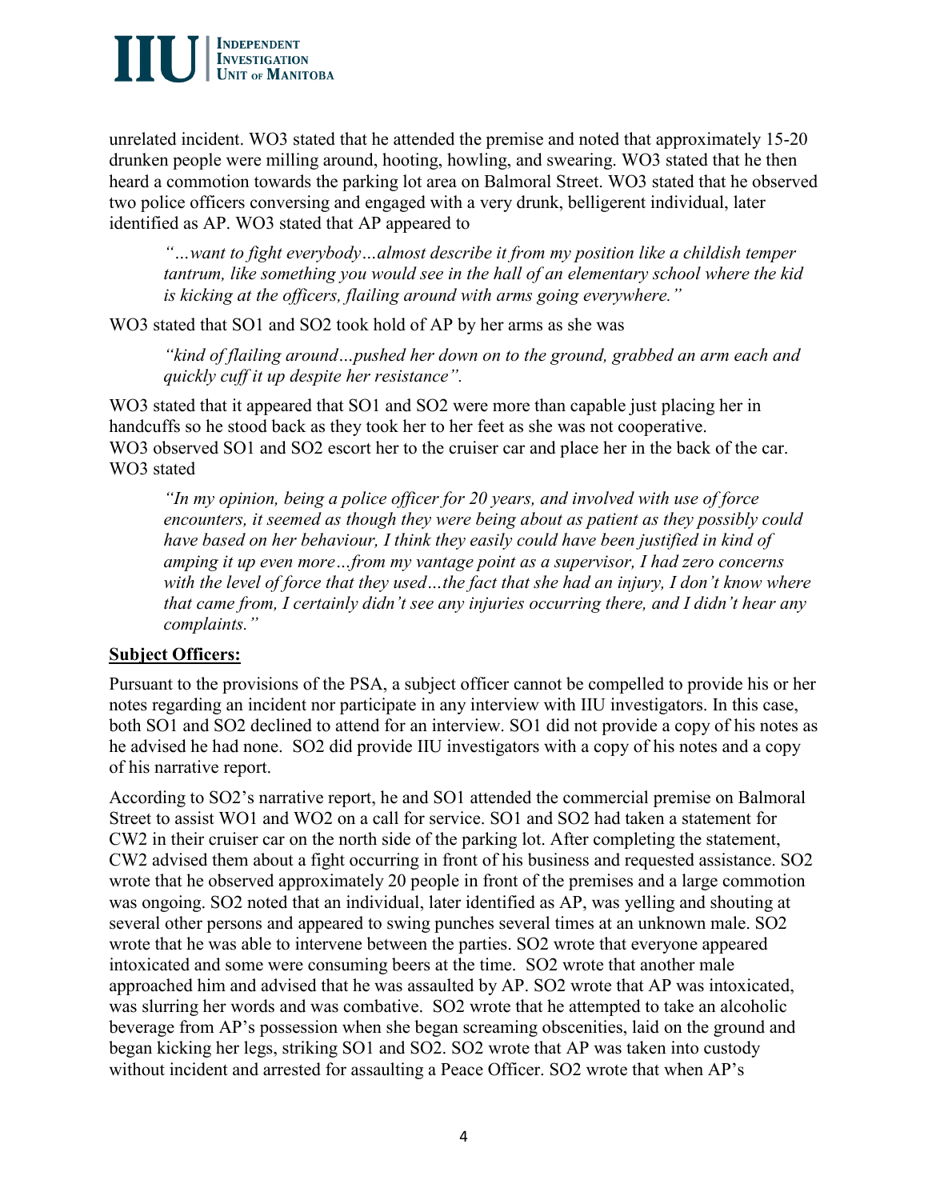unrelated incident. WO3 stated that he attended the premise and noted that approximately 15-20 drunken people were milling around, hooting, howling, and swearing. WO3 stated that he then heard a commotion towards the parking lot area on Balmoral Street. WO3 stated that he observed two police officers conversing and engaged with a very drunk, belligerent individual, later identified as AP. WO3 stated that AP appeared to

> *"…want to fight everybody…almost describe it from my position like a childish temper tantrum, like something you would see in the hall of an elementary school where the kid is kicking at the officers, flailing around with arms going everywhere."*

WO3 stated that SO1 and SO2 took hold of AP by her arms as she was

> *"kind of flailing around…pushed her down on to the ground, grabbed an arm each and quickly cuff it up despite her resistance".*

WO3 stated that it appeared that SO1 and SO2 were more than capable just placing her in handcuffs so he stood back as they took her to her feet as she was not cooperative. WO3 observed SO1 and SO2 escort her to the cruiser car and place her in the back of the car. WO3 stated

> *"In my opinion, being a police officer for 20 years, and involved with use of force encounters, it seemed as though they were being about as patient as they possibly could have based on her behaviour, I think they easily could have been justified in kind of amping it up even more…from my vantage point as a supervisor, I had zero concerns with the level of force that they used…the fact that she had an injury, I don't know where that came from, I certainly didn't see any injuries occurring there, and I didn't hear any complaints."*

**Subject Officers:**

Pursuant to the provisions of the PSA, a subject officer cannot be compelled to provide his or her notes regarding an incident nor participate in any interview with IIU investigators. In this case, both SO1 and SO2 declined to attend for an interview. SO1 did not provide a copy of his notes as he advised he had none. SO2 did provide IIU investigators with a copy of his notes and a copy of his narrative report.

According to SO2's narrative report, he and SO1 attended the commercial premise on Balmoral Street to assist WO1 and WO2 on a call for service. SO1 and SO2 had taken a statement for CW2 in their cruiser car on the north side of the parking lot. After completing the statement, CW2 advised them about a fight occurring in front of his business and requested assistance. SO2 wrote that he observed approximately 20 people in front of the premises and a large commotion was ongoing. SO2 noted that an individual, later identified as AP, was yelling and shouting at several other persons and appeared to swing punches several times at an unknown male. SO2 wrote that he was able to intervene between the parties. SO2 wrote that everyone appeared intoxicated and some were consuming beers at the time. SO2 wrote that another male approached him and advised that he was assaulted by AP. SO2 wrote that AP was intoxicated, was slurring her words and was combative. SO2 wrote that he attempted to take an alcoholic beverage from AP's possession when she began screaming obscenities, laid on the ground and began kicking her legs, striking SO1 and SO2. SO2 wrote that AP was taken into custody without incident and arrested for assaulting a Peace Officer. SO2 wrote that when AP's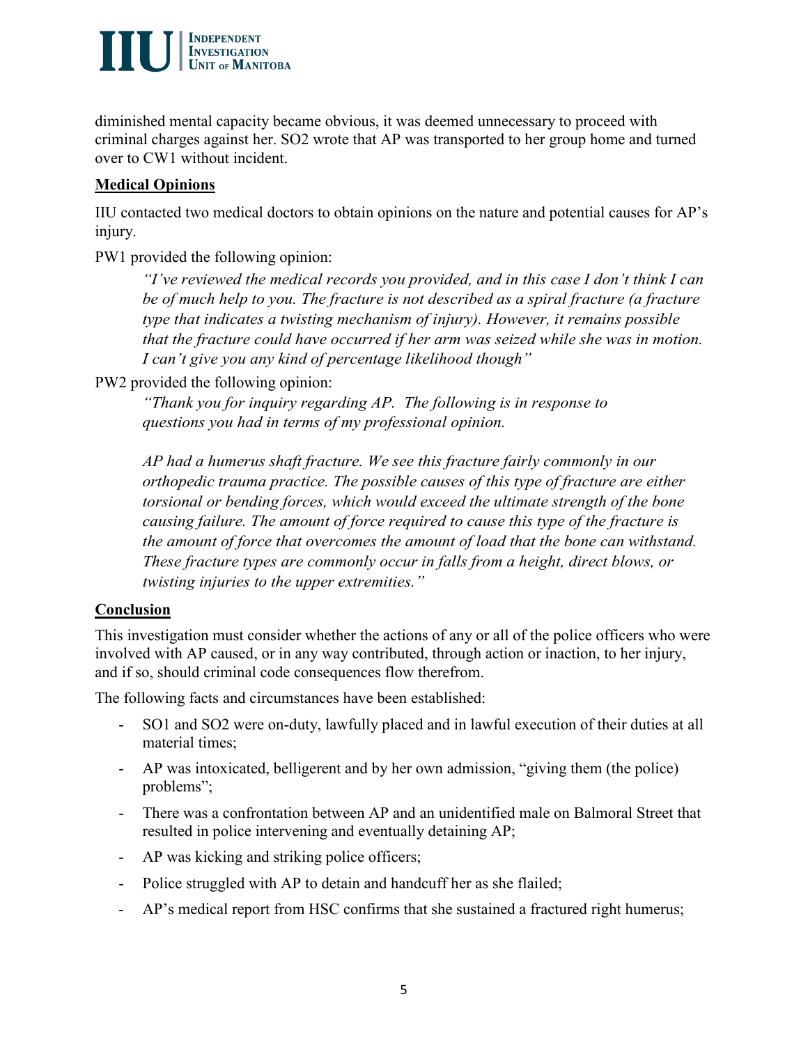diminished mental capacity became obvious, it was deemed unnecessary to proceed with criminal charges against her. SO2 wrote that AP was transported to her group home and turned over to CW1 without incident.

**Medical Opinions**

IIU contacted two medical doctors to obtain opinions on the nature and potential causes for AP's injury.

PW1 provided the following opinion:

> *"I've reviewed the medical records you provided, and in this case I don't think I can be of much help to you. The fracture is not described as a spiral fracture (a fracture type that indicates a twisting mechanism of injury). However, it remains possible that the fracture could have occurred if her arm was seized while she was in motion. I can't give you any kind of percentage likelihood though"*

PW2 provided the following opinion:

> *"Thank you for inquiry regarding AP. The following is in response to questions you had in terms of my professional opinion.*
>
> *AP had a humerus shaft fracture. We see this fracture fairly commonly in our orthopedic trauma practice. The possible causes of this type of fracture are either torsional or bending forces, which would exceed the ultimate strength of the bone causing failure. The amount of force required to cause this type of the fracture is the amount of force that overcomes the amount of load that the bone can withstand. These fracture types are commonly occur in falls from a height, direct blows, or twisting injuries to the upper extremities."*

**Conclusion**

This investigation must consider whether the actions of any or all of the police officers who were involved with AP caused, or in any way contributed, through action or inaction, to her injury, and if so, should criminal code consequences flow therefrom.

The following facts and circumstances have been established:

- SO1 and SO2 were on-duty, lawfully placed and in lawful execution of their duties at all material times;
- AP was intoxicated, belligerent and by her own admission, "giving them (the police) problems";
- There was a confrontation between AP and an unidentified male on Balmoral Street that resulted in police intervening and eventually detaining AP;
- AP was kicking and striking police officers;
- Police struggled with AP to detain and handcuff her as she flailed;
- AP's medical report from HSC confirms that she sustained a fractured right humerus;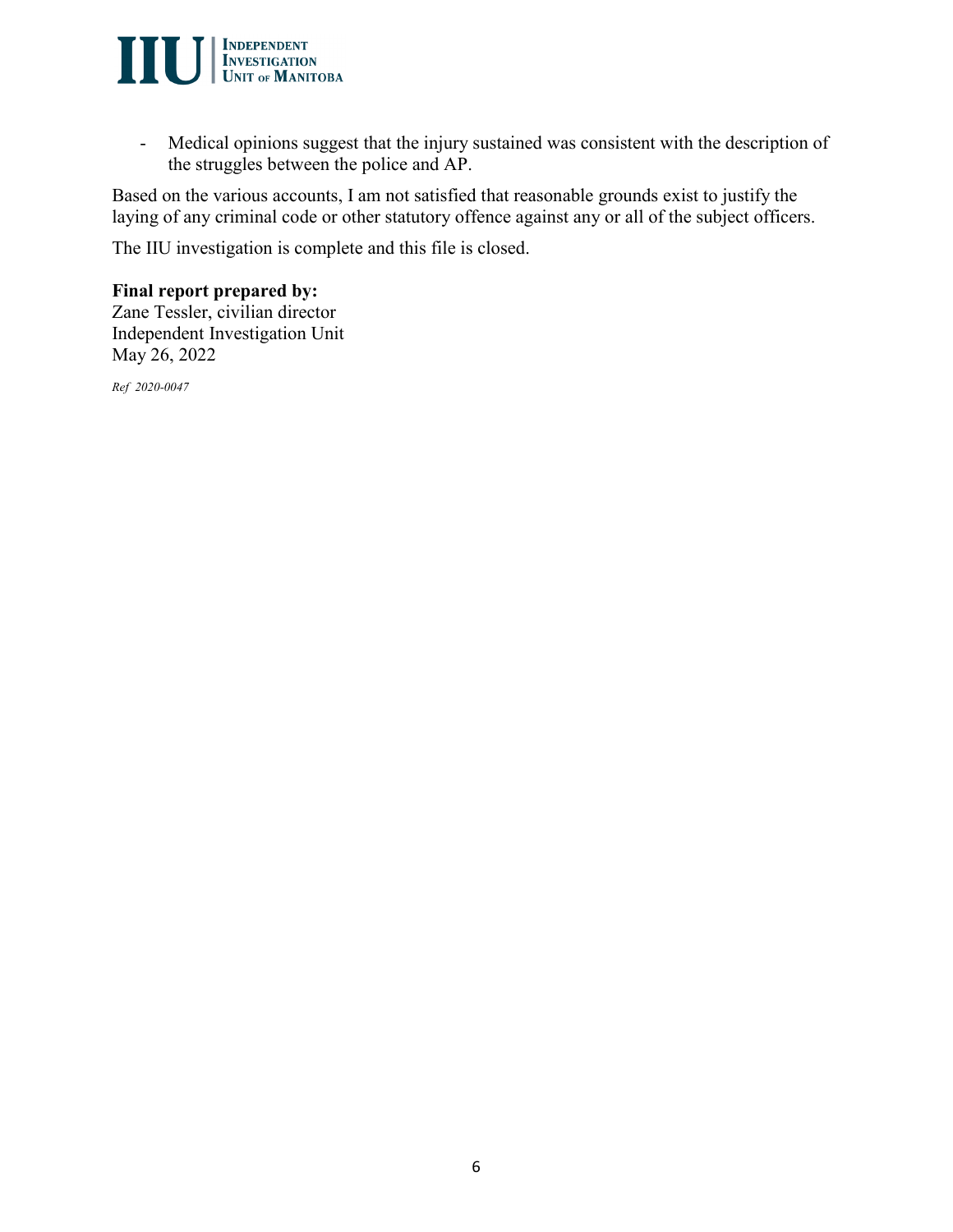- Medical opinions suggest that the injury sustained was consistent with the description of the struggles between the police and AP.

Based on the various accounts, I am not satisfied that reasonable grounds exist to justify the laying of any criminal code or other statutory offence against any or all of the subject officers.

The IIU investigation is complete and this file is closed.

**Final report prepared by:**
Zane Tessler, civilian director
Independent Investigation Unit
May 26, 2022

*Ref 2020-0047*